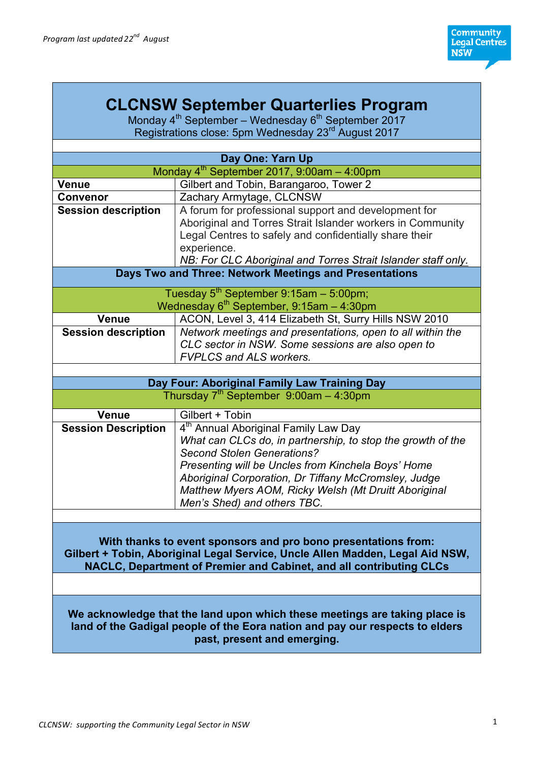Program last updated 22nd August

# CLCNSW September Quarterlies Program

Monday 4th September – Wednesday 6th September 2017
Registrations close: 5pm Wednesday 23rd August 2017

## Day One: Yarn Up

Monday 4th September 2017, 9:00am – 4:00pm

| | |
|---|---|
| **Venue** | Gilbert and Tobin, Barangaroo, Tower 2 |
| **Convenor** | Zachary Armytage, CLCNSW |
| **Session description** | A forum for professional support and development for Aboriginal and Torres Strait Islander workers in Community Legal Centres to safely and confidentially share their experience. *NB: For CLC Aboriginal and Torres Strait Islander staff only.* |

## Days Two and Three: Network Meetings and Presentations

Tuesday 5th September 9:15am – 5:00pm;
Wednesday 6th September, 9:15am – 4:30pm

| | |
|---|---|
| **Venue** | ACON, Level 3, 414 Elizabeth St, Surry Hills NSW 2010 |
| **Session description** | *Network meetings and presentations, open to all within the CLC sector in NSW. Some sessions are also open to FVPLCS and ALS workers.* |

## Day Four: Aboriginal Family Law Training Day

Thursday 7th September 9:00am – 4:30pm

| | |
|---|---|
| **Venue** | Gilbert + Tobin |
| **Session Description** | 4th Annual Aboriginal Family Law Day<br>*What can CLCs do, in partnership, to stop the growth of the Second Stolen Generations?*<br>*Presenting will be Uncles from Kinchela Boys' Home Aboriginal Corporation, Dr Tiffany McCromsley, Judge Matthew Myers AOM, Ricky Welsh (Mt Druitt Aboriginal Men's Shed) and others TBC.* |

**With thanks to event sponsors and pro bono presentations from:**
**Gilbert + Tobin, Aboriginal Legal Service, Uncle Allen Madden, Legal Aid NSW, NACLC, Department of Premier and Cabinet, and all contributing CLCs**

**We acknowledge that the land upon which these meetings are taking place is land of the Gadigal people of the Eora nation and pay our respects to elders past, present and emerging.**

CLCNSW: supporting the Community Legal Sector in NSW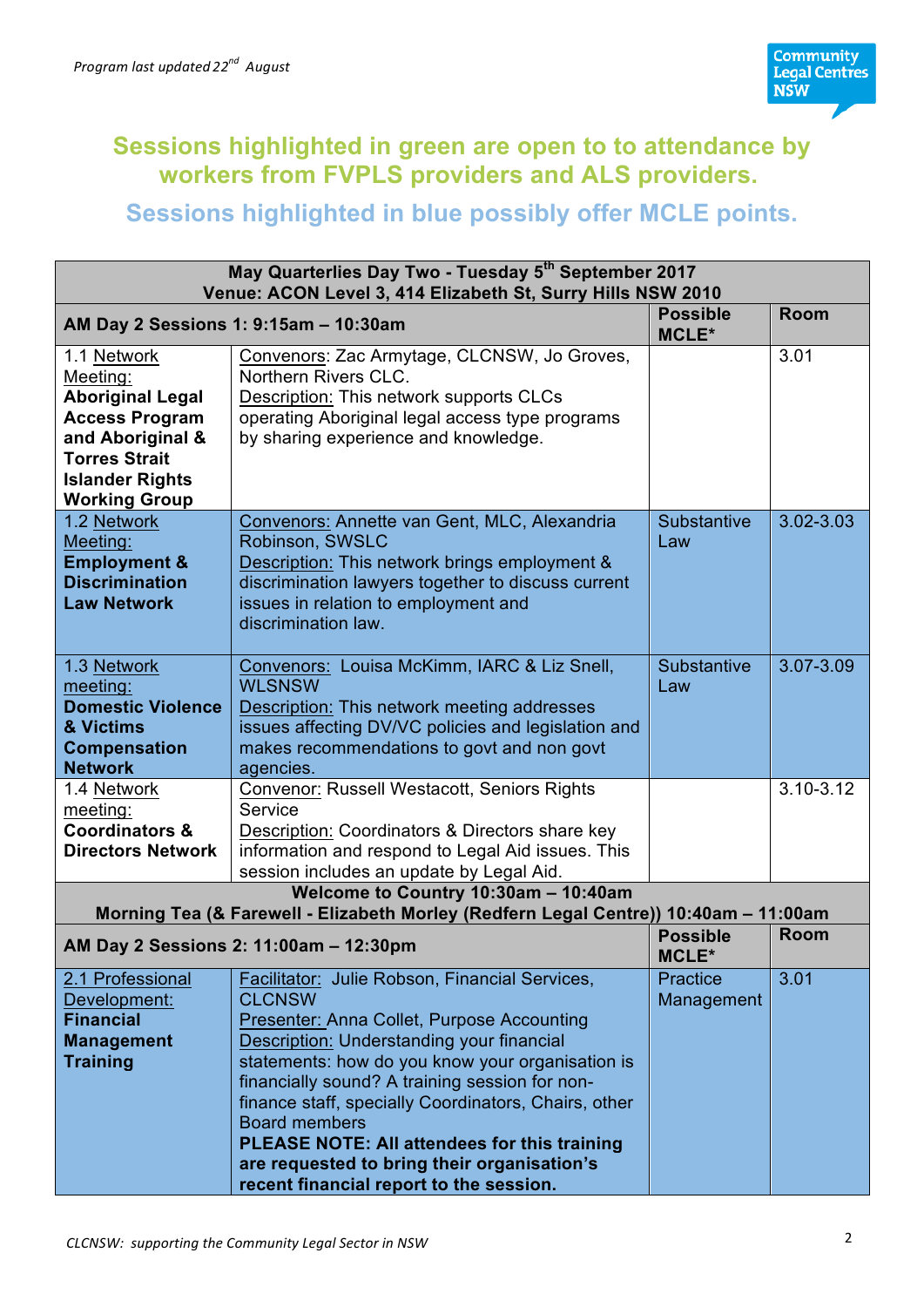*Program last updated 22nd August*

**Sessions highlighted in green are open to to attendance by workers from FVPLS providers and ALS providers.**

**Sessions highlighted in blue possibly offer MCLE points.**

| **May Quarterlies Day Two - Tuesday 5th September 2017<br>Venue: ACON Level 3, 414 Elizabeth St, Surry Hills NSW 2010** | | | |
|---|---|---|---|
| **AM Day 2 Sessions 1: 9:15am – 10:30am** | | **Possible MCLE*** | **Room** |
| 1.1 Network Meeting: **Aboriginal Legal Access Program and Aboriginal & Torres Strait Islander Rights Working Group** | Convenors: Zac Armytage, CLCNSW, Jo Groves, Northern Rivers CLC.<br>Description: This network supports CLCs operating Aboriginal legal access type programs by sharing experience and knowledge. | | 3.01 |
| 1.2 Network Meeting: **Employment & Discrimination Law Network** | Convenors: Annette van Gent, MLC, Alexandria Robinson, SWSLC<br>Description: This network brings employment & discrimination lawyers together to discuss current issues in relation to employment and discrimination law. | Substantive Law | 3.02-3.03 |
| 1.3 Network meeting: **Domestic Violence & Victims Compensation Network** | Convenors: Louisa McKimm, IARC & Liz Snell, WLSNSW<br>Description: This network meeting addresses issues affecting DV/VC policies and legislation and makes recommendations to govt and non govt agencies. | Substantive Law | 3.07-3.09 |
| 1.4 Network meeting: **Coordinators & Directors Network** | Convenor: Russell Westacott, Seniors Rights Service<br>Description: Coordinators & Directors share key information and respond to Legal Aid issues. This session includes an update by Legal Aid. | | 3.10-3.12 |
| **Welcome to Country 10:30am – 10:40am<br>Morning Tea (& Farewell - Elizabeth Morley (Redfern Legal Centre)) 10:40am – 11:00am** | | | |
| **AM Day 2 Sessions 2: 11:00am – 12:30pm** | | **Possible MCLE*** | **Room** |
| 2.1 Professional Development: **Financial Management Training** | Facilitator: Julie Robson, Financial Services, CLCNSW<br>Presenter: Anna Collet, Purpose Accounting<br>Description: Understanding your financial statements: how do you know your organisation is financially sound? A training session for non-finance staff, specially Coordinators, Chairs, other Board members<br>**PLEASE NOTE: All attendees for this training are requested to bring their organisation's recent financial report to the session.** | Practice Management | 3.01 |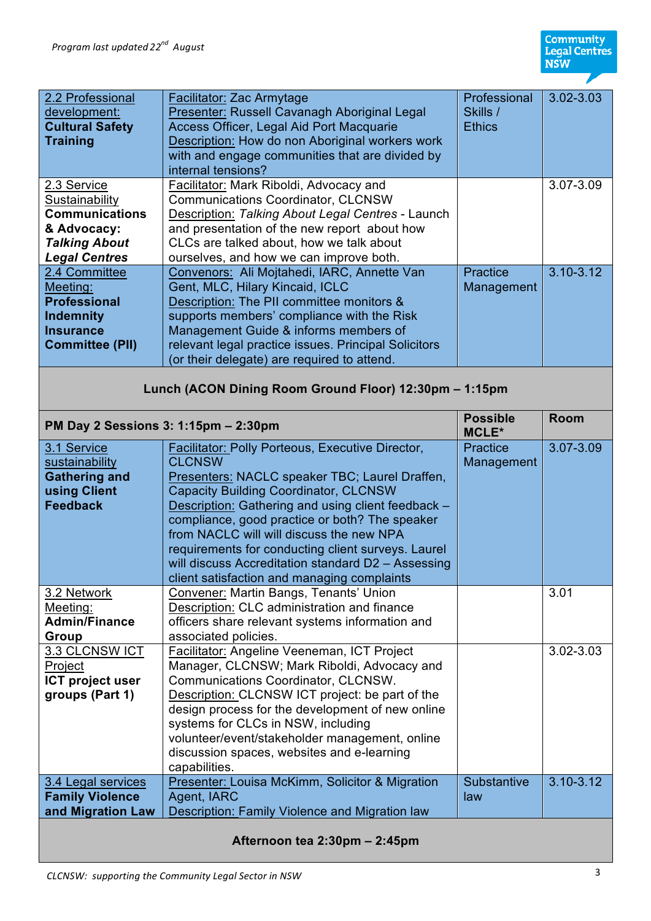| | | | |
|---|---|---|---|
| 2.2 Professional development: **Cultural Safety Training** | Facilitator: Zac Armytage<br>Presenter: Russell Cavanagh Aboriginal Legal Access Officer, Legal Aid Port Macquarie<br>Description: How do non Aboriginal workers work with and engage communities that are divided by internal tensions? | Professional Skills / Ethics | 3.02-3.03 |
| 2.3 Service Sustainability **Communications & Advocacy: *Talking About Legal Centres*** | Facilitator: Mark Riboldi, Advocacy and Communications Coordinator, CLCNSW<br>Description: *Talking About Legal Centres* - Launch and presentation of the new report about how CLCs are talked about, how we talk about ourselves, and how we can improve both. | | 3.07-3.09 |
| 2.4 Committee Meeting: **Professional Indemnity Insurance Committee (PII)** | Convenors: Ali Mojtahedi, IARC, Annette Van Gent, MLC, Hilary Kincaid, ICLC<br>Description: The PII committee monitors & supports members' compliance with the Risk Management Guide & informs members of relevant legal practice issues. Principal Solicitors (or their delegate) are required to attend. | Practice Management | 3.10-3.12 |
| **Lunch (ACON Dining Room Ground Floor) 12:30pm – 1:15pm** | | | |
| **PM Day 2 Sessions 3: 1:15pm – 2:30pm** | | **Possible MCLE*** | **Room** |
| 3.1 Service sustainability **Gathering and using Client Feedback** | Facilitator: Polly Porteous, Executive Director, CLCNSW<br>Presenters: NACLC speaker TBC; Laurel Draffen, Capacity Building Coordinator, CLCNSW<br>Description: Gathering and using client feedback – compliance, good practice or both? The speaker from NACLC will will discuss the new NPA requirements for conducting client surveys. Laurel will discuss Accreditation standard D2 – Assessing client satisfaction and managing complaints | Practice Management | 3.07-3.09 |
| 3.2 Network Meeting: **Admin/Finance Group** | Convener: Martin Bangs, Tenants' Union<br>Description: CLC administration and finance officers share relevant systems information and associated policies. | | 3.01 |
| 3.3 CLCNSW ICT Project **ICT project user groups (Part 1)** | Facilitator: Angeline Veeneman, ICT Project Manager, CLCNSW; Mark Riboldi, Advocacy and Communications Coordinator, CLCNSW.<br>Description: CLCNSW ICT project: be part of the design process for the development of new online systems for CLCs in NSW, including volunteer/event/stakeholder management, online discussion spaces, websites and e-learning capabilities. | | 3.02-3.03 |
| 3.4 Legal services **Family Violence and Migration Law** | Presenter: Louisa McKimm, Solicitor & Migration Agent, IARC<br>Description: Family Violence and Migration law | Substantive law | 3.10-3.12 |
| **Afternoon tea 2:30pm – 2:45pm** | | | |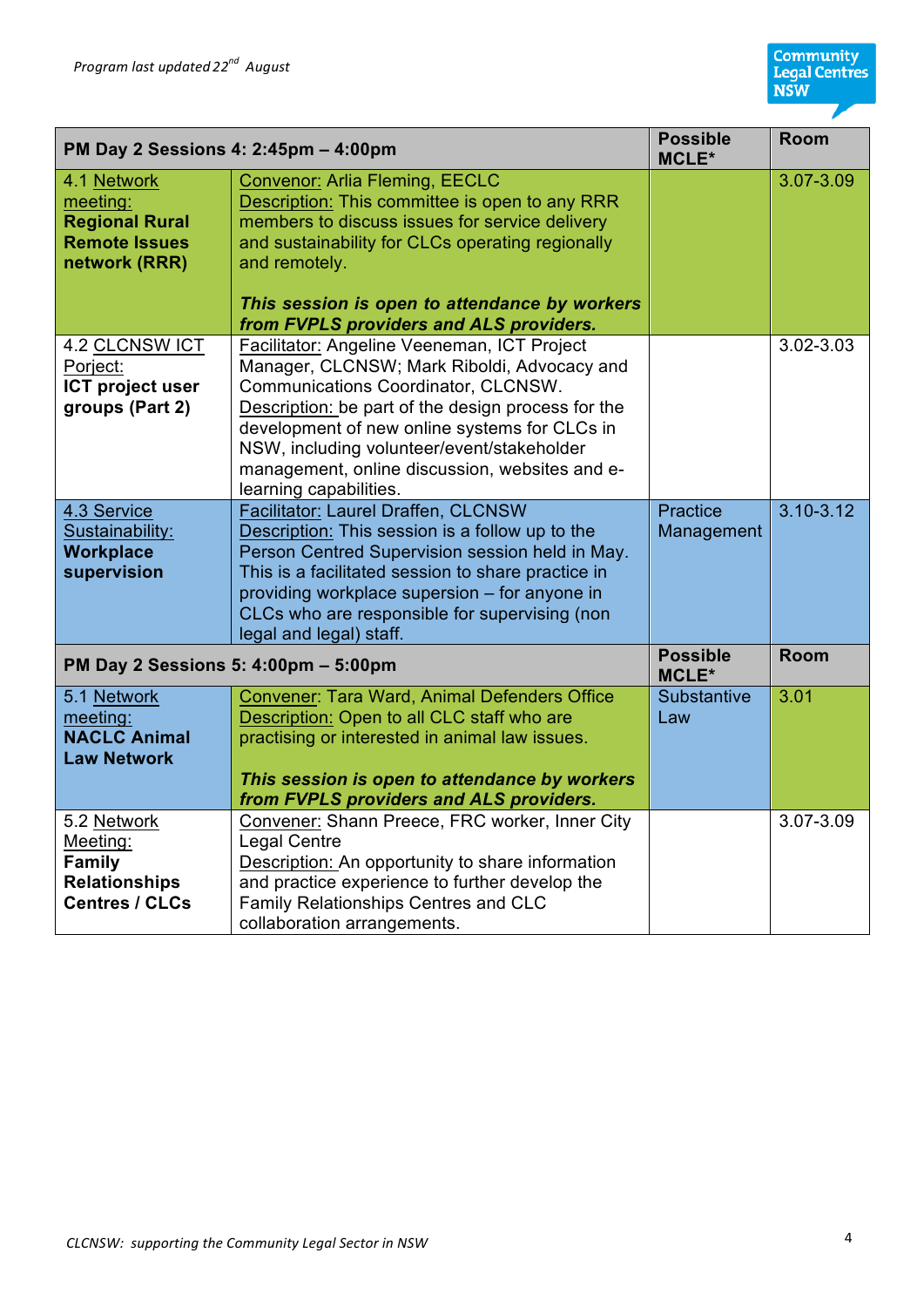*Program last updated 22nd August*

| PM Day 2 Sessions 4: 2:45pm – 4:00pm | | Possible MCLE* | Room |
|---|---|---|---|
| 4.1 Network meeting: **Regional Rural Remote Issues network (RRR)** | Convenor: Arlia Fleming, EECLC<br>Description: This committee is open to any RRR members to discuss issues for service delivery and sustainability for CLCs operating regionally and remotely.<br><br>***This session is open to attendance by workers from FVPLS providers and ALS providers.*** | | 3.07-3.09 |
| 4.2 CLCNSW ICT Porject: **ICT project user groups (Part 2)** | Facilitator: Angeline Veeneman, ICT Project Manager, CLCNSW; Mark Riboldi, Advocacy and Communications Coordinator, CLCNSW.<br>Description: be part of the design process for the development of new online systems for CLCs in NSW, including volunteer/event/stakeholder management, online discussion, websites and e-learning capabilities. | | 3.02-3.03 |
| 4.3 Service Sustainability: **Workplace supervision** | Facilitator: Laurel Draffen, CLCNSW<br>Description: This session is a follow up to the Person Centred Supervision session held in May. This is a facilitated session to share practice in providing workplace supersion – for anyone in CLCs who are responsible for supervising (non legal and legal) staff. | Practice Management | 3.10-3.12 |
| **PM Day 2 Sessions 5: 4:00pm – 5:00pm** | | **Possible MCLE*** | **Room** |
| 5.1 Network meeting: **NACLC Animal Law Network** | Convener: Tara Ward, Animal Defenders Office<br>Description: Open to all CLC staff who are practising or interested in animal law issues.<br><br>***This session is open to attendance by workers from FVPLS providers and ALS providers.*** | Substantive Law | 3.01 |
| 5.2 Network Meeting: **Family Relationships Centres / CLCs** | Convener: Shann Preece, FRC worker, Inner City Legal Centre<br>Description: An opportunity to share information and practice experience to further develop the Family Relationships Centres and CLC collaboration arrangements. | | 3.07-3.09 |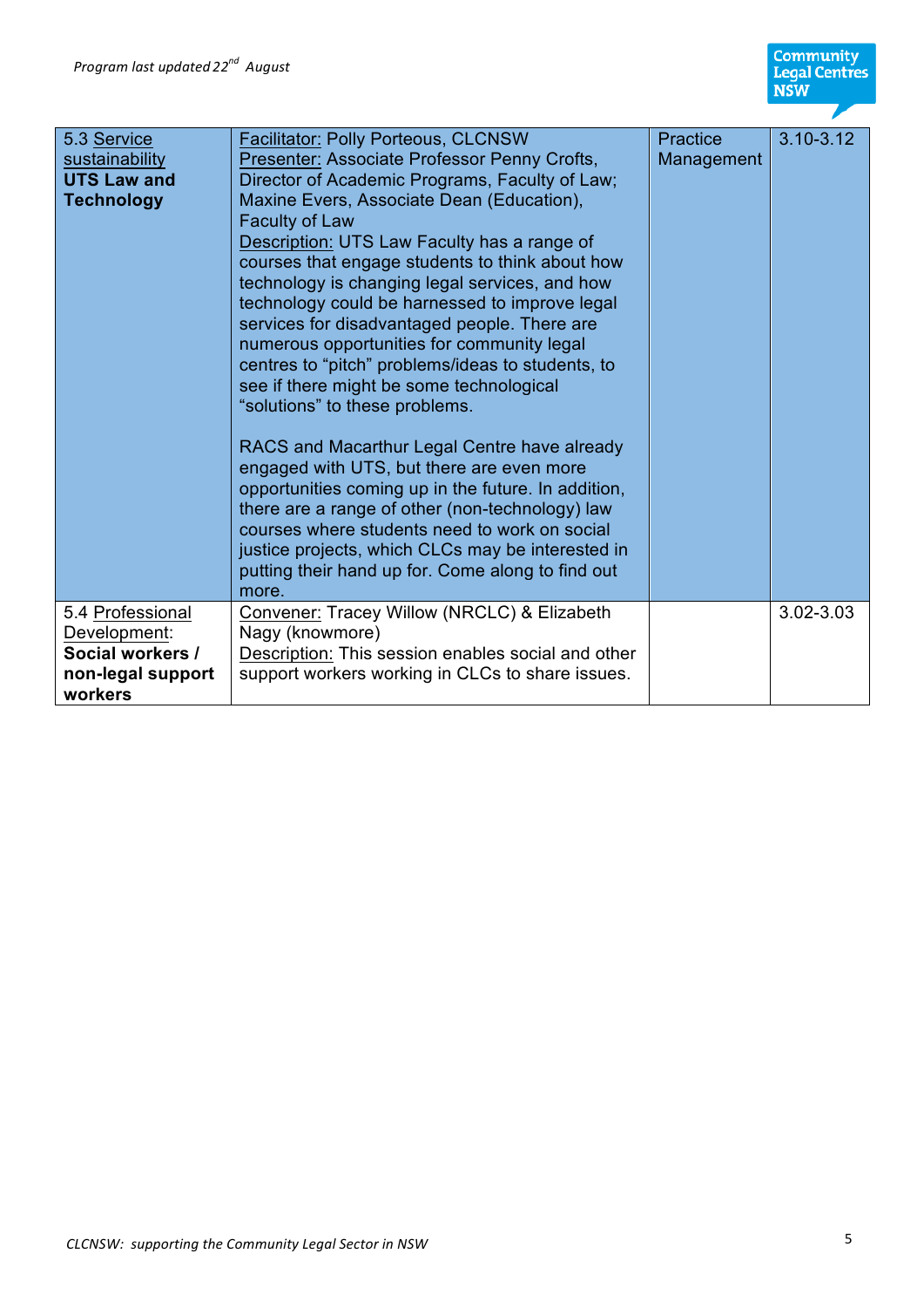| 5.3 Service sustainability **UTS Law and Technology** | Facilitator: Polly Porteous, CLCNSW<br>Presenter: Associate Professor Penny Crofts, Director of Academic Programs, Faculty of Law; Maxine Evers, Associate Dean (Education), Faculty of Law<br>Description: UTS Law Faculty has a range of courses that engage students to think about how technology is changing legal services, and how technology could be harnessed to improve legal services for disadvantaged people. There are numerous opportunities for community legal centres to "pitch" problems/ideas to students, to see if there might be some technological "solutions" to these problems.<br><br>RACS and Macarthur Legal Centre have already engaged with UTS, but there are even more opportunities coming up in the future. In addition, there are a range of other (non-technology) law courses where students need to work on social justice projects, which CLCs may be interested in putting their hand up for. Come along to find out more. | Practice Management | 3.10-3.12 |
|---|---|---|---|
| 5.4 Professional Development: **Social workers / non-legal support workers** | Convener: Tracey Willow (NRCLC) & Elizabeth Nagy (knowmore)<br>Description: This session enables social and other support workers working in CLCs to share issues. | | 3.02-3.03 |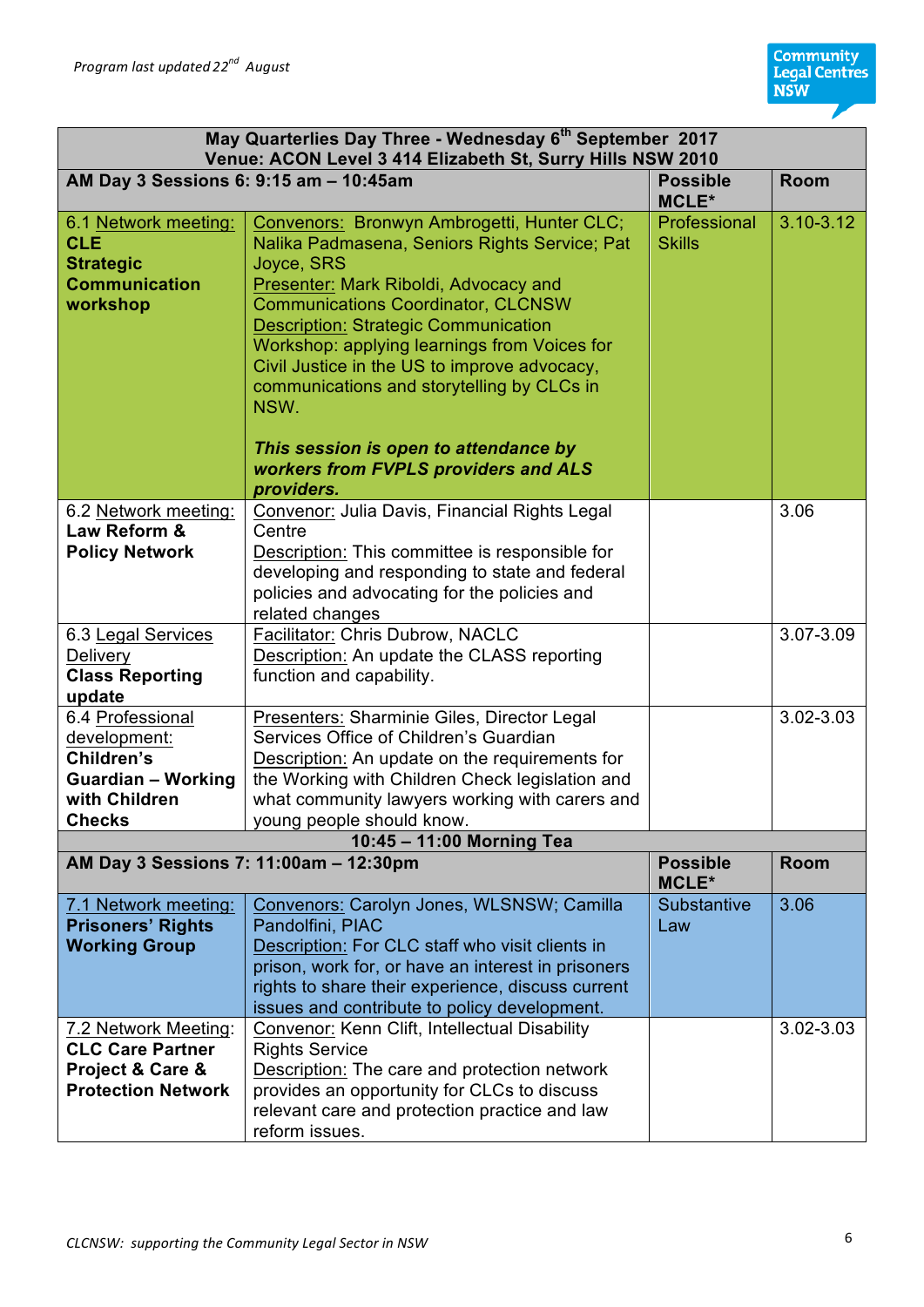*Program last updated 22nd August*

| May Quarterlies Day Three - Wednesday 6th September 2017<br>Venue: ACON Level 3 414 Elizabeth St, Surry Hills NSW 2010 | | | |
|---|---|---|---|
| **AM Day 3 Sessions 6: 9:15 am – 10:45am** | | **Possible MCLE*** | **Room** |
| 6.1 Network meeting: **CLE Strategic Communication workshop** | Convenors: Bronwyn Ambrogetti, Hunter CLC; Nalika Padmasena, Seniors Rights Service; Pat Joyce, SRS<br>Presenter: Mark Riboldi, Advocacy and Communications Coordinator, CLCNSW<br>Description: Strategic Communication Workshop: applying learnings from Voices for Civil Justice in the US to improve advocacy, communications and storytelling by CLCs in NSW.<br><br>***This session is open to attendance by workers from FVPLS providers and ALS providers.*** | Professional Skills | 3.10-3.12 |
| 6.2 Network meeting: **Law Reform & Policy Network** | Convenor: Julia Davis, Financial Rights Legal Centre<br>Description: This committee is responsible for developing and responding to state and federal policies and advocating for the policies and related changes | | 3.06 |
| 6.3 Legal Services Delivery **Class Reporting update** | Facilitator: Chris Dubrow, NACLC<br>Description: An update the CLASS reporting function and capability. | | 3.07-3.09 |
| 6.4 Professional development: **Children's Guardian – Working with Children Checks** | Presenters: Sharminie Giles, Director Legal Services Office of Children's Guardian<br>Description: An update on the requirements for the Working with Children Check legislation and what community lawyers working with carers and young people should know. | | 3.02-3.03 |
| **10:45 – 11:00 Morning Tea** | | | |
| **AM Day 3 Sessions 7: 11:00am – 12:30pm** | | **Possible MCLE*** | **Room** |
| 7.1 Network meeting: **Prisoners' Rights Working Group** | Convenors: Carolyn Jones, WLSNSW; Camilla Pandolfini, PIAC<br>Description: For CLC staff who visit clients in prison, work for, or have an interest in prisoners rights to share their experience, discuss current issues and contribute to policy development. | Substantive Law | 3.06 |
| 7.2 Network Meeting: **CLC Care Partner Project & Care & Protection Network** | Convenor: Kenn Clift, Intellectual Disability Rights Service<br>Description: The care and protection network provides an opportunity for CLCs to discuss relevant care and protection practice and law reform issues. | | 3.02-3.03 |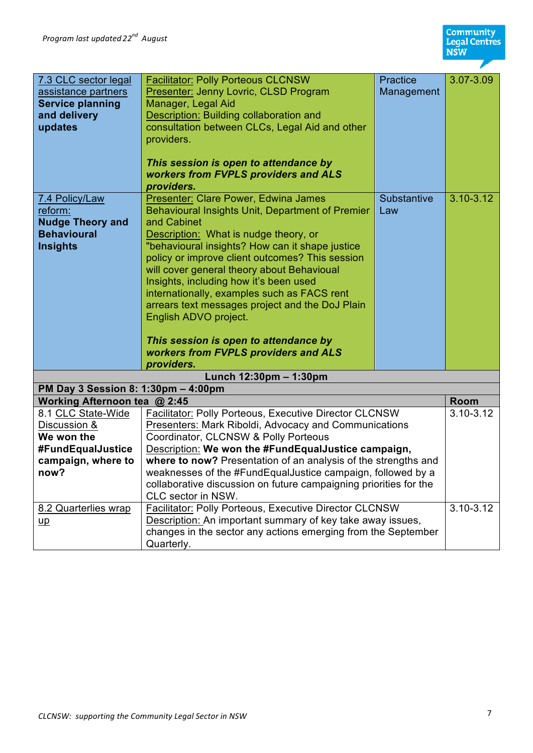| | | | |
|---|---|---|---|
| 7.3 CLC sector legal assistance partners **Service planning and delivery updates** | Facilitator: Polly Porteous CLCNSW<br>Presenter: Jenny Lovric, CLSD Program Manager, Legal Aid<br>Description: Building collaboration and consultation between CLCs, Legal Aid and other providers.<br><br>***This session is open to attendance by workers from FVPLS providers and ALS providers.*** | Practice Management | 3.07-3.09 |
| 7.4 Policy/Law reform: **Nudge Theory and Behavioural Insights** | Presenter: Clare Power, Edwina James Behavioural Insights Unit, Department of Premier and Cabinet<br>Description: What is nudge theory, or "behavioural insights? How can it shape justice policy or improve client outcomes? This session will cover general theory about Behavioual Insights, including how it's been used internationally, examples such as FACS rent arrears text messages project and the DoJ Plain English ADVO project.<br><br>***This session is open to attendance by workers from FVPLS providers and ALS providers.*** | Substantive Law | 3.10-3.12 |
| **Lunch 12:30pm – 1:30pm** | | | |
| **PM Day 3 Session 8: 1:30pm – 4:00pm** | | | |
| **Working Afternoon tea @ 2:45** | | | **Room** |
| 8.1 CLC State-Wide Discussion & **We won the #FundEqualJustice campaign, where to now?** | Facilitator: Polly Porteous, Executive Director CLCNSW<br>Presenters: Mark Riboldi, Advocacy and Communications Coordinator, CLCNSW & Polly Porteous<br>Description: **We won the #FundEqualJustice campaign, where to now?** Presentation of an analysis of the strengths and weaknesses of the #FundEqualJustice campaign, followed by a collaborative discussion on future campaigning priorities for the CLC sector in NSW. | | 3.10-3.12 |
| 8.2 Quarterlies wrap up | Facilitator: Polly Porteous, Executive Director CLCNSW<br>Description: An important summary of key take away issues, changes in the sector any actions emerging from the September Quarterly. | | 3.10-3.12 |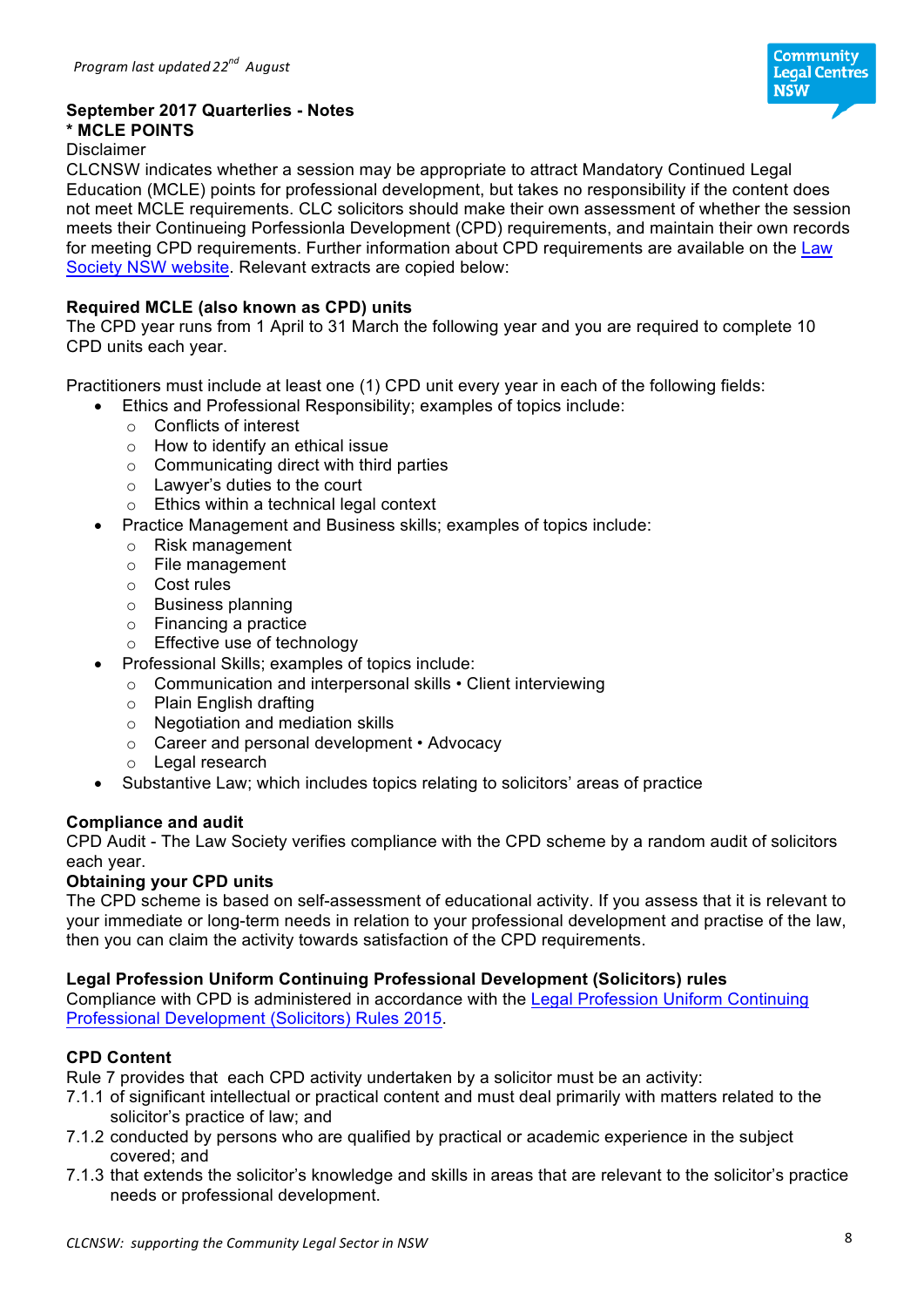*Program last updated 22nd August*

**September 2017 Quarterlies - Notes**

**\* MCLE POINTS**

Disclaimer

CLCNSW indicates whether a session may be appropriate to attract Mandatory Continued Legal Education (MCLE) points for professional development, but takes no responsibility if the content does not meet MCLE requirements. CLC solicitors should make their own assessment of whether the session meets their Continueing Porfessionla Development (CPD) requirements, and maintain their own records for meeting CPD requirements. Further information about CPD requirements are available on the Law Society NSW website. Relevant extracts are copied below:

**Required MCLE (also known as CPD) units**

The CPD year runs from 1 April to 31 March the following year and you are required to complete 10 CPD units each year.

Practitioners must include at least one (1) CPD unit every year in each of the following fields:

- Ethics and Professional Responsibility; examples of topics include:
  - Conflicts of interest
  - How to identify an ethical issue
  - Communicating direct with third parties
  - Lawyer's duties to the court
  - Ethics within a technical legal context
- Practice Management and Business skills; examples of topics include:
  - Risk management
  - File management
  - Cost rules
  - Business planning
  - Financing a practice
  - Effective use of technology
- Professional Skills; examples of topics include:
  - Communication and interpersonal skills • Client interviewing
  - Plain English drafting
  - Negotiation and mediation skills
  - Career and personal development • Advocacy
  - Legal research
- Substantive Law; which includes topics relating to solicitors' areas of practice

**Compliance and audit**

CPD Audit - The Law Society verifies compliance with the CPD scheme by a random audit of solicitors each year.

**Obtaining your CPD units**

The CPD scheme is based on self-assessment of educational activity. If you assess that it is relevant to your immediate or long-term needs in relation to your professional development and practise of the law, then you can claim the activity towards satisfaction of the CPD requirements.

**Legal Profession Uniform Continuing Professional Development (Solicitors) rules**

Compliance with CPD is administered in accordance with the Legal Profession Uniform Continuing Professional Development (Solicitors) Rules 2015.

**CPD Content**

Rule 7 provides that each CPD activity undertaken by a solicitor must be an activity:

7.1.1 of significant intellectual or practical content and must deal primarily with matters related to the solicitor's practice of law; and

7.1.2 conducted by persons who are qualified by practical or academic experience in the subject covered; and

7.1.3 that extends the solicitor's knowledge and skills in areas that are relevant to the solicitor's practice needs or professional development.

*CLCNSW: supporting the Community Legal Sector in NSW*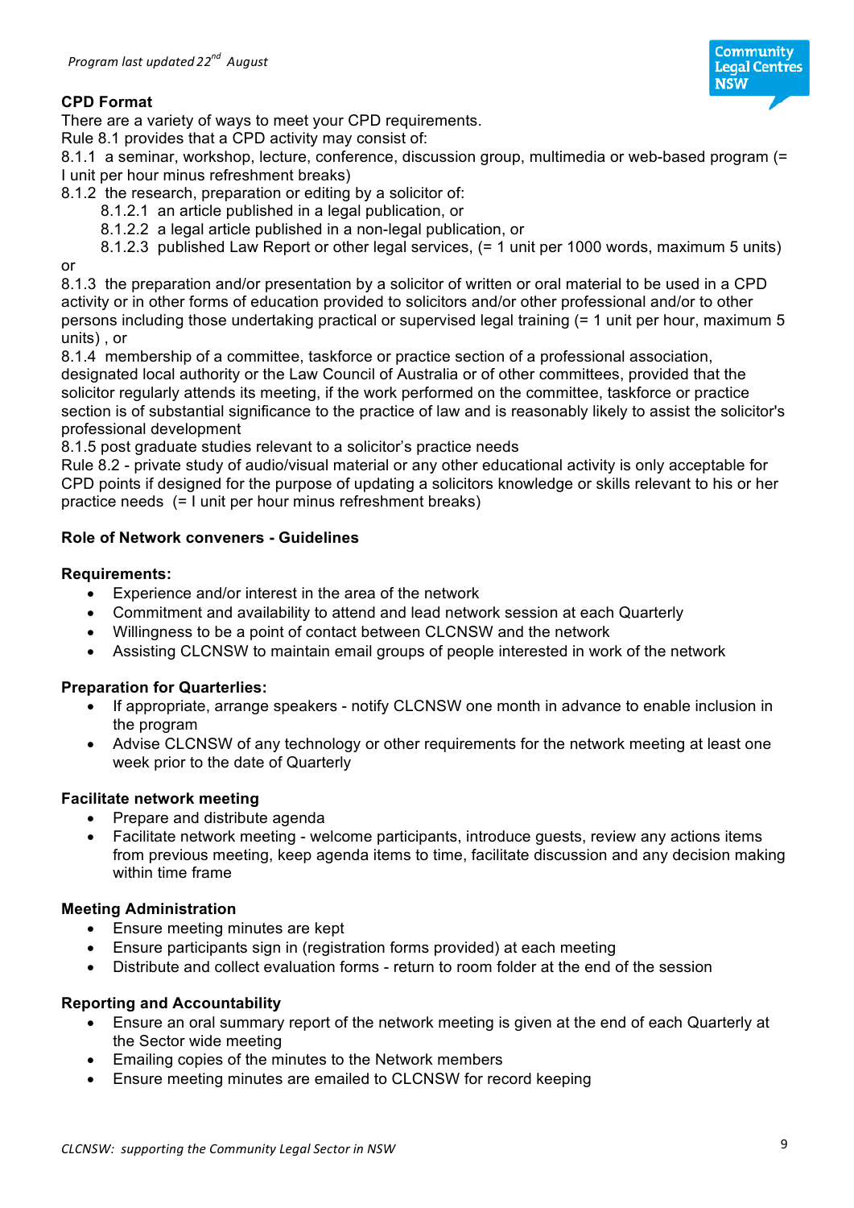**CPD Format**

There are a variety of ways to meet your CPD requirements.

Rule 8.1 provides that a CPD activity may consist of:

8.1.1 a seminar, workshop, lecture, conference, discussion group, multimedia or web-based program (= I unit per hour minus refreshment breaks)

8.1.2 the research, preparation or editing by a solicitor of:

- 8.1.2.1 an article published in a legal publication, or
- 8.1.2.2 a legal article published in a non-legal publication, or
- 8.1.2.3 published Law Report or other legal services, (= 1 unit per 1000 words, maximum 5 units)

or

8.1.3 the preparation and/or presentation by a solicitor of written or oral material to be used in a CPD activity or in other forms of education provided to solicitors and/or other professional and/or to other persons including those undertaking practical or supervised legal training (= 1 unit per hour, maximum 5 units) , or

8.1.4 membership of a committee, taskforce or practice section of a professional association, designated local authority or the Law Council of Australia or of other committees, provided that the solicitor regularly attends its meeting, if the work performed on the committee, taskforce or practice section is of substantial significance to the practice of law and is reasonably likely to assist the solicitor's professional development

8.1.5 post graduate studies relevant to a solicitor's practice needs

Rule 8.2 - private study of audio/visual material or any other educational activity is only acceptable for CPD points if designed for the purpose of updating a solicitors knowledge or skills relevant to his or her practice needs (= I unit per hour minus refreshment breaks)

**Role of Network conveners - Guidelines**

**Requirements:**

- Experience and/or interest in the area of the network
- Commitment and availability to attend and lead network session at each Quarterly
- Willingness to be a point of contact between CLCNSW and the network
- Assisting CLCNSW to maintain email groups of people interested in work of the network

**Preparation for Quarterlies:**

- If appropriate, arrange speakers - notify CLCNSW one month in advance to enable inclusion in the program
- Advise CLCNSW of any technology or other requirements for the network meeting at least one week prior to the date of Quarterly

**Facilitate network meeting**

- Prepare and distribute agenda
- Facilitate network meeting - welcome participants, introduce guests, review any actions items from previous meeting, keep agenda items to time, facilitate discussion and any decision making within time frame

**Meeting Administration**

- Ensure meeting minutes are kept
- Ensure participants sign in (registration forms provided) at each meeting
- Distribute and collect evaluation forms - return to room folder at the end of the session

**Reporting and Accountability**

- Ensure an oral summary report of the network meeting is given at the end of each Quarterly at the Sector wide meeting
- Emailing copies of the minutes to the Network members
- Ensure meeting minutes are emailed to CLCNSW for record keeping